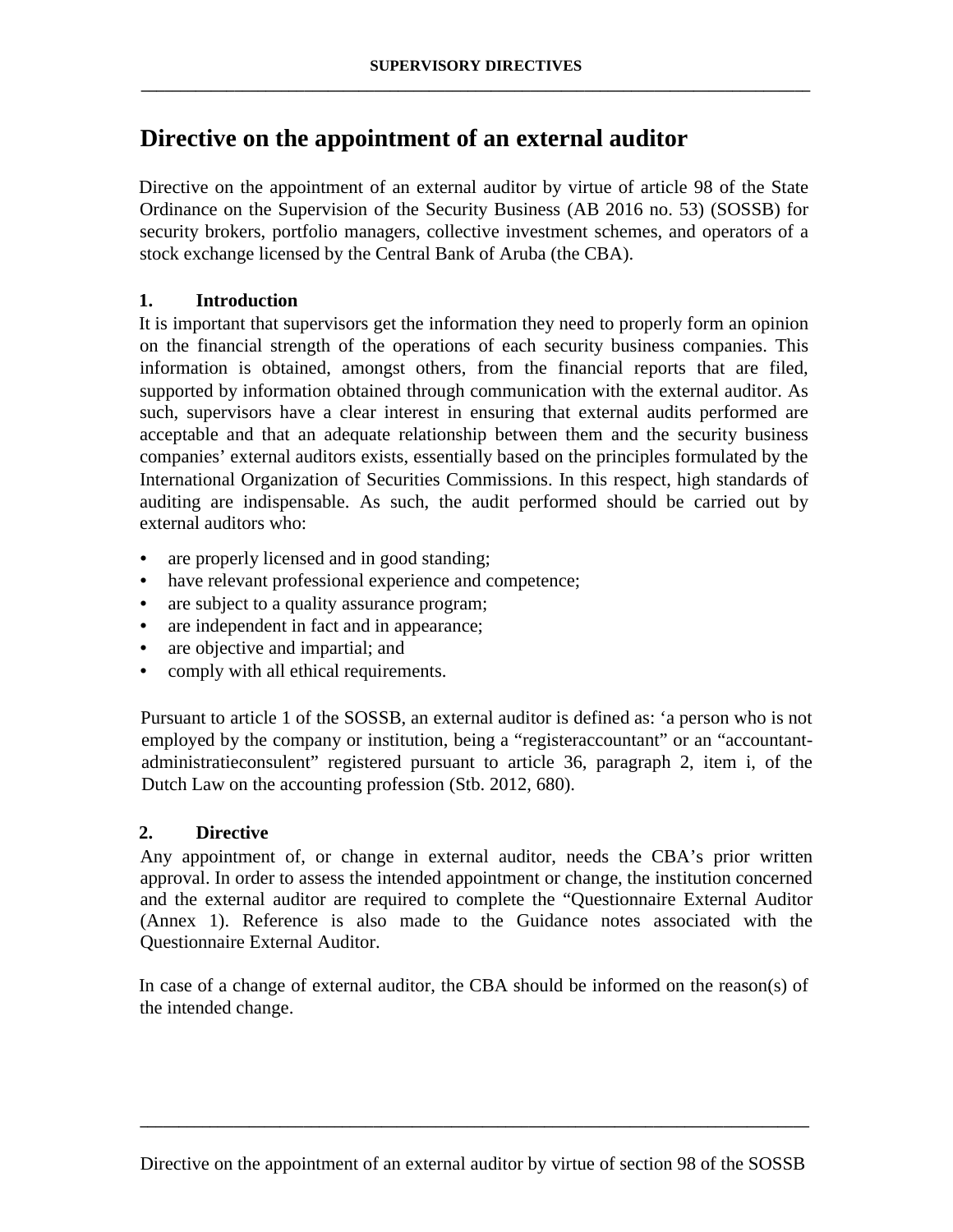# Directive on the appointment of an external auditor

Directive on the appointment of an external auditor by virtue of article 98 of the State Ordinance on the Supervision of the Security Business (AB 2016 no. 53) (SOSSB) for security brokers, portfolio managers, collective investment schemes, and operators of a stock exchange licensed by the Central Bank of Aruba (the CBA).

## 1. Introduction

It is important that supervisors get the information they need to properly form an opinion on the financial strength of the operations of each security business companies. This information is obtained, amongst others, from the financial reports that are filed, supported by information obtained through communication with the external auditor. As such, supervisors have a clear interest in ensuring that external audits performed are acceptable and that an adequate relationship between them and the security business companies' external auditors exists, essentially based on the principles formulated by the International Organization of Securities Commissions. In this respect, high standards of auditing are indispensable. As such, the audit performed should be carried out by external auditors who:

- are properly licensed and in good standing;
- have relevant professional experience and competence;
- are subject to a quality assurance program;
- are independent in fact and in appearance;
- are objective and impartial; and
- comply with all ethical requirements.

Pursuant to article 1 of the SOSSB, an external auditor is defined as: 'a person who is not employed by the company or institution, being a "registeraccountant" or an "accountant-administratieconsulent" registered pursuant to article 36, paragraph 2, item i, of the Dutch Law on the accounting profession (Stb. 2012, 680).

## 2. Directive

Any appointment of, or change in external auditor, needs the CBA's prior written approval. In order to assess the intended appointment or change, the institution concerned and the external auditor are required to complete the "Questionnaire External Auditor (Annex 1). Reference is also made to the Guidance notes associated with the Questionnaire External Auditor.

In case of a change of external auditor, the CBA should be informed on the reason(s) of the intended change.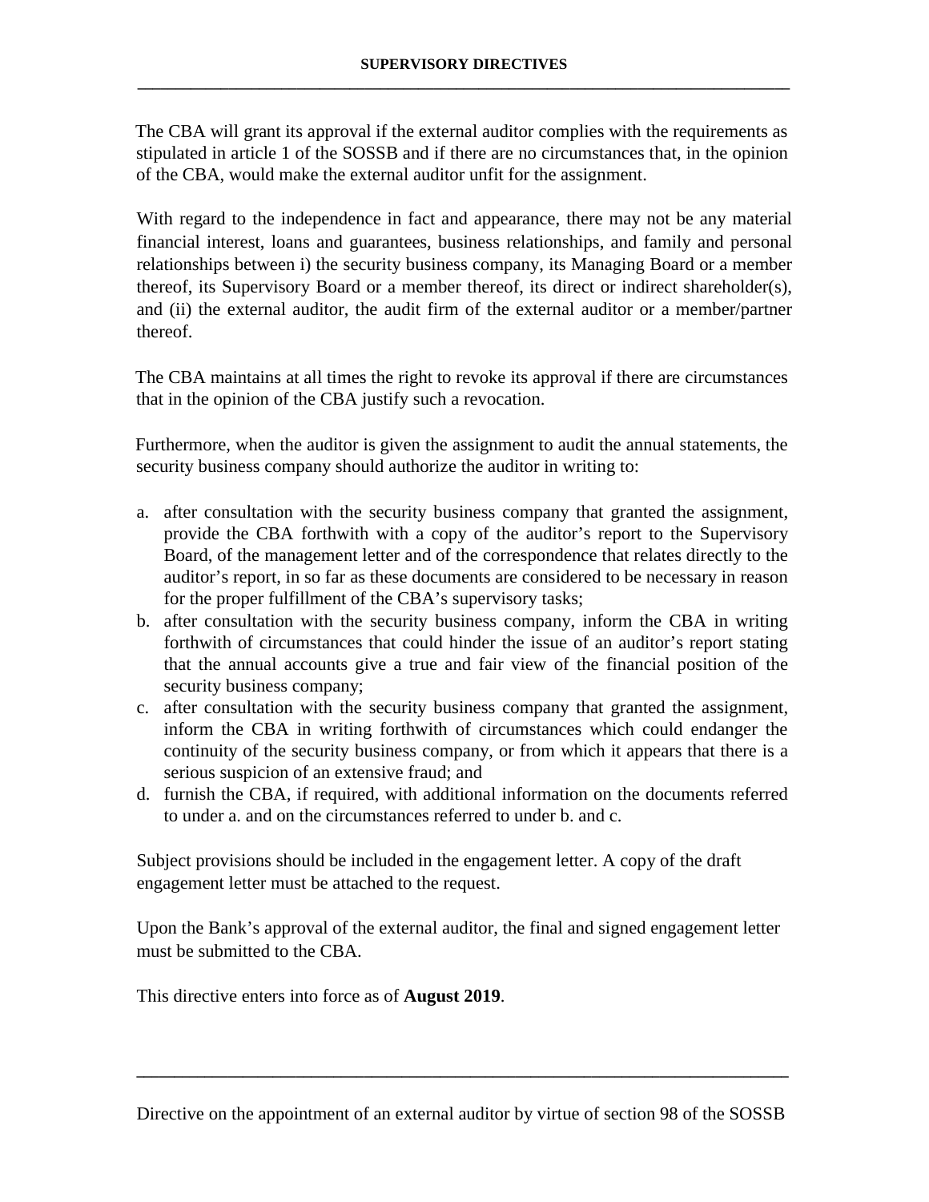The CBA will grant its approval if the external auditor complies with the requirements as stipulated in article 1 of the SOSSB and if there are no circumstances that, in the opinion of the CBA, would make the external auditor unfit for the assignment.

With regard to the independence in fact and appearance, there may not be any material financial interest, loans and guarantees, business relationships, and family and personal relationships between i) the security business company, its Managing Board or a member thereof, its Supervisory Board or a member thereof, its direct or indirect shareholder(s), and (ii) the external auditor, the audit firm of the external auditor or a member/partner thereof.

The CBA maintains at all times the right to revoke its approval if there are circumstances that in the opinion of the CBA justify such a revocation.

Furthermore, when the auditor is given the assignment to audit the annual statements, the security business company should authorize the auditor in writing to:

a. after consultation with the security business company that granted the assignment, provide the CBA forthwith with a copy of the auditor's report to the Supervisory Board, of the management letter and of the correspondence that relates directly to the auditor's report, in so far as these documents are considered to be necessary in reason for the proper fulfillment of the CBA's supervisory tasks;
b. after consultation with the security business company, inform the CBA in writing forthwith of circumstances that could hinder the issue of an auditor's report stating that the annual accounts give a true and fair view of the financial position of the security business company;
c. after consultation with the security business company that granted the assignment, inform the CBA in writing forthwith of circumstances which could endanger the continuity of the security business company, or from which it appears that there is a serious suspicion of an extensive fraud; and
d. furnish the CBA, if required, with additional information on the documents referred to under a. and on the circumstances referred to under b. and c.

Subject provisions should be included in the engagement letter. A copy of the draft engagement letter must be attached to the request.

Upon the Bank's approval of the external auditor, the final and signed engagement letter must be submitted to the CBA.

This directive enters into force as of **August 2019**.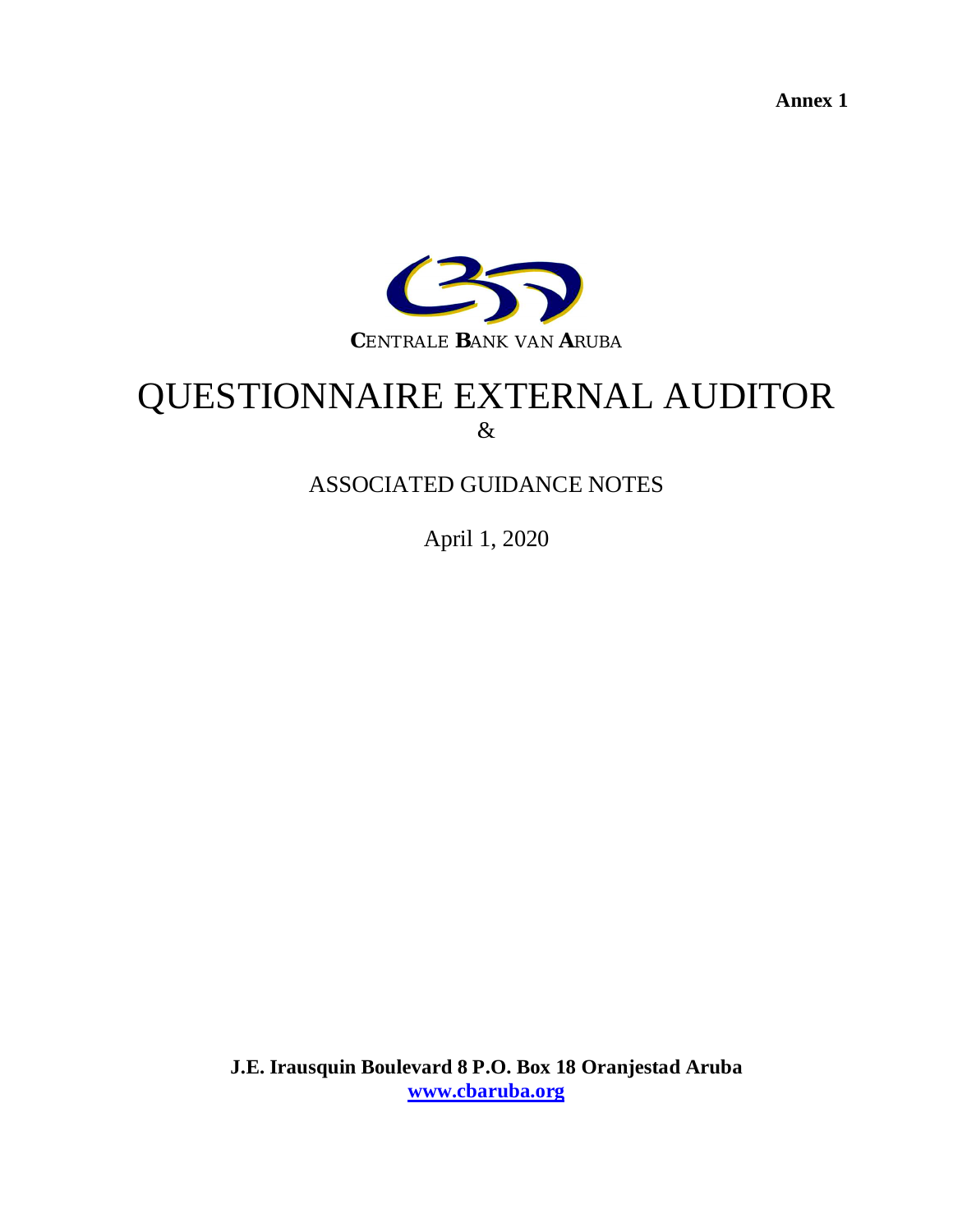**Annex 1**

**C**ENTRALE **B**ANK VAN **A**RUBA

# QUESTIONNAIRE EXTERNAL AUDITOR

&

## ASSOCIATED GUIDANCE NOTES

April 1, 2020

**J.E. Irausquin Boulevard 8 P.O. Box 18 Oranjestad Aruba**
**www.cbaruba.org**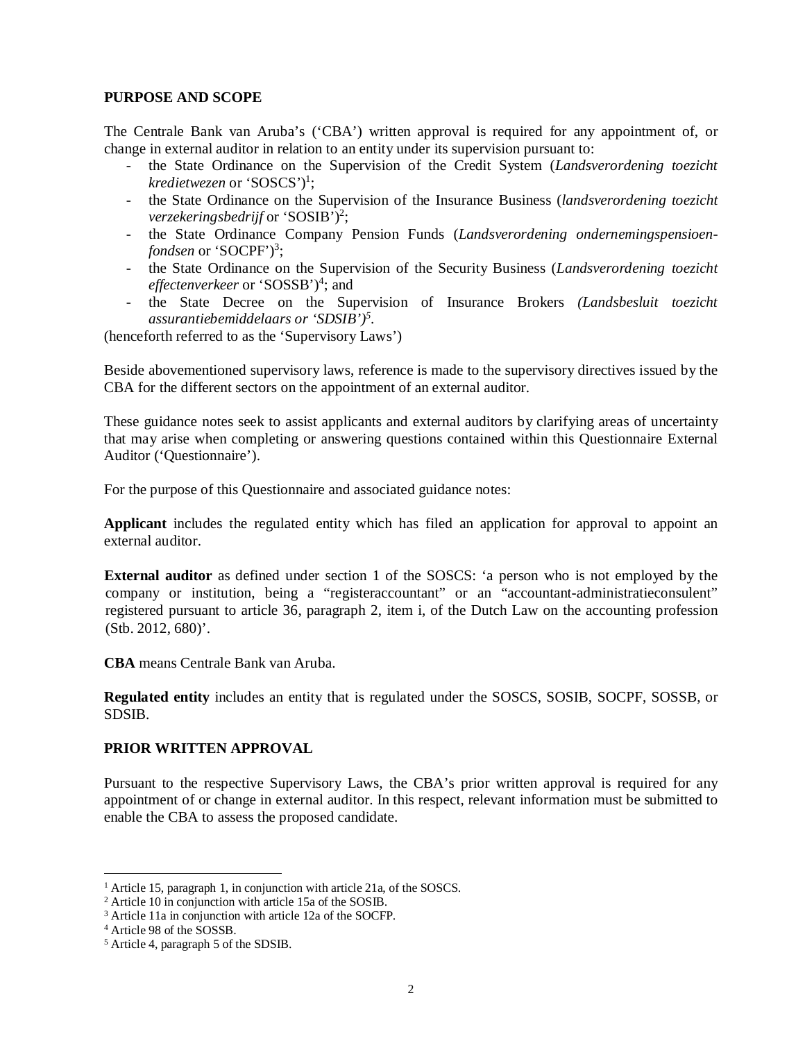## PURPOSE AND SCOPE

The Centrale Bank van Aruba's ('CBA') written approval is required for any appointment of, or change in external auditor in relation to an entity under its supervision pursuant to:

- the State Ordinance on the Supervision of the Credit System (*Landsverordening toezicht kredietwezen* or 'SOSCS')[1];
- the State Ordinance on the Supervision of the Insurance Business (*landsverordening toezicht verzekeringsbedrijf* or 'SOSIB')[2];
- the State Ordinance Company Pension Funds (*Landsverordening ondernemingspensioen-fondsen* or 'SOCPF')[3];
- the State Ordinance on the Supervision of the Security Business (*Landsverordening toezicht effectenverkeer* or 'SOSSB')[4]; and
- the State Decree on the Supervision of Insurance Brokers *(Landsbesluit toezicht assurantiebemiddelaars or 'SDSIB')*[5].

(henceforth referred to as the 'Supervisory Laws')

Beside abovementioned supervisory laws, reference is made to the supervisory directives issued by the CBA for the different sectors on the appointment of an external auditor.

These guidance notes seek to assist applicants and external auditors by clarifying areas of uncertainty that may arise when completing or answering questions contained within this Questionnaire External Auditor ('Questionnaire').

For the purpose of this Questionnaire and associated guidance notes:

**Applicant** includes the regulated entity which has filed an application for approval to appoint an external auditor.

**External auditor** as defined under section 1 of the SOSCS: 'a person who is not employed by the company or institution, being a "registeraccountant" or an "accountant-administratieconsulent" registered pursuant to article 36, paragraph 2, item i, of the Dutch Law on the accounting profession (Stb. 2012, 680)'.

**CBA** means Centrale Bank van Aruba.

**Regulated entity** includes an entity that is regulated under the SOSCS, SOSIB, SOCPF, SOSSB, or SDSIB.

## PRIOR WRITTEN APPROVAL

Pursuant to the respective Supervisory Laws, the CBA's prior written approval is required for any appointment of or change in external auditor. In this respect, relevant information must be submitted to enable the CBA to assess the proposed candidate.

---

[1] Article 15, paragraph 1, in conjunction with article 21a, of the SOSCS.

[2] Article 10 in conjunction with article 15a of the SOSIB.

[3] Article 11a in conjunction with article 12a of the SOCFP.

[4] Article 98 of the SOSSB.

[5] Article 4, paragraph 5 of the SDSIB.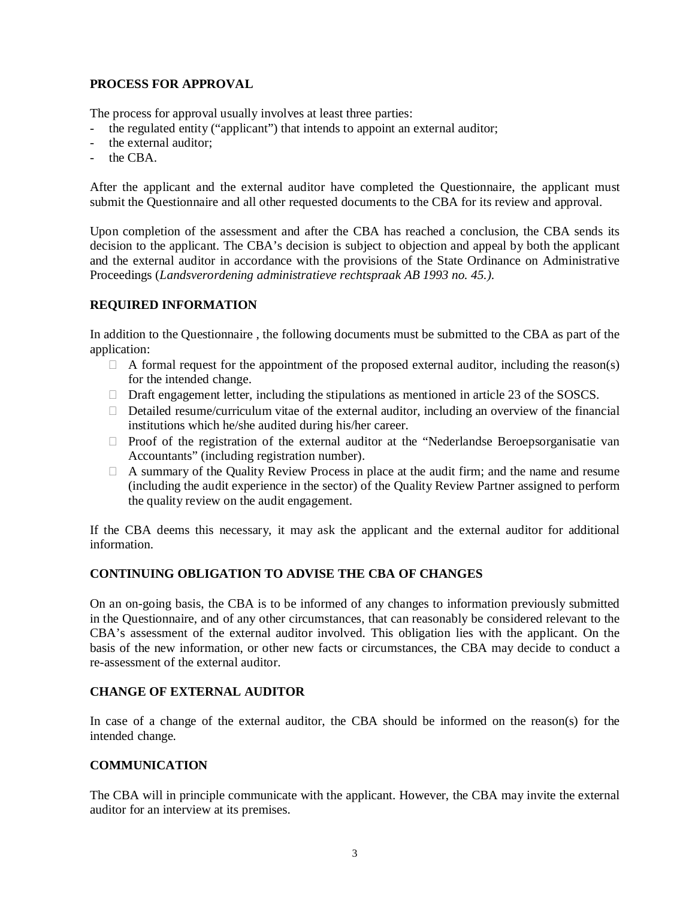## PROCESS FOR APPROVAL

The process for approval usually involves at least three parties:

- the regulated entity ("applicant") that intends to appoint an external auditor;
- the external auditor;
- the CBA.

After the applicant and the external auditor have completed the Questionnaire, the applicant must submit the Questionnaire and all other requested documents to the CBA for its review and approval.

Upon completion of the assessment and after the CBA has reached a conclusion, the CBA sends its decision to the applicant. The CBA's decision is subject to objection and appeal by both the applicant and the external auditor in accordance with the provisions of the State Ordinance on Administrative Proceedings (*Landsverordening administratieve rechtspraak AB 1993 no. 45.).*

## REQUIRED INFORMATION

In addition to the Questionnaire , the following documents must be submitted to the CBA as part of the application:

- A formal request for the appointment of the proposed external auditor, including the reason(s) for the intended change.
- Draft engagement letter, including the stipulations as mentioned in article 23 of the SOSCS.
- Detailed resume/curriculum vitae of the external auditor, including an overview of the financial institutions which he/she audited during his/her career.
- Proof of the registration of the external auditor at the "Nederlandse Beroepsorganisatie van Accountants" (including registration number).
- A summary of the Quality Review Process in place at the audit firm; and the name and resume (including the audit experience in the sector) of the Quality Review Partner assigned to perform the quality review on the audit engagement.

If the CBA deems this necessary, it may ask the applicant and the external auditor for additional information.

## CONTINUING OBLIGATION TO ADVISE THE CBA OF CHANGES

On an on-going basis, the CBA is to be informed of any changes to information previously submitted in the Questionnaire, and of any other circumstances, that can reasonably be considered relevant to the CBA's assessment of the external auditor involved. This obligation lies with the applicant. On the basis of the new information, or other new facts or circumstances, the CBA may decide to conduct a re-assessment of the external auditor.

## CHANGE OF EXTERNAL AUDITOR

In case of a change of the external auditor, the CBA should be informed on the reason(s) for the intended change.

## COMMUNICATION

The CBA will in principle communicate with the applicant. However, the CBA may invite the external auditor for an interview at its premises.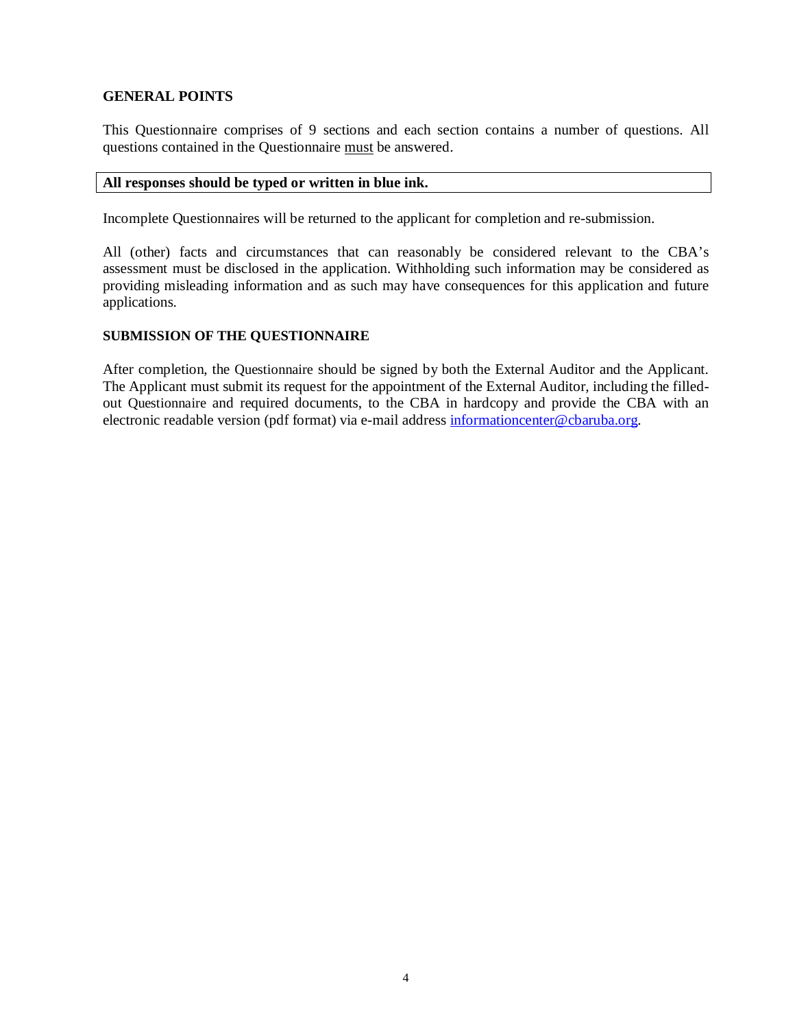## GENERAL POINTS

This Questionnaire comprises of 9 sections and each section contains a number of questions. All questions contained in the Questionnaire must be answered.

| **All responses should be typed or written in blue ink.** |
|---|

Incomplete Questionnaires will be returned to the applicant for completion and re-submission.

All (other) facts and circumstances that can reasonably be considered relevant to the CBA's assessment must be disclosed in the application. Withholding such information may be considered as providing misleading information and as such may have consequences for this application and future applications.

## SUBMISSION OF THE QUESTIONNAIRE

After completion, the Questionnaire should be signed by both the External Auditor and the Applicant. The Applicant must submit its request for the appointment of the External Auditor, including the filled-out Questionnaire and required documents, to the CBA in hardcopy and provide the CBA with an electronic readable version (pdf format) via e-mail address informationcenter@cbaruba.org.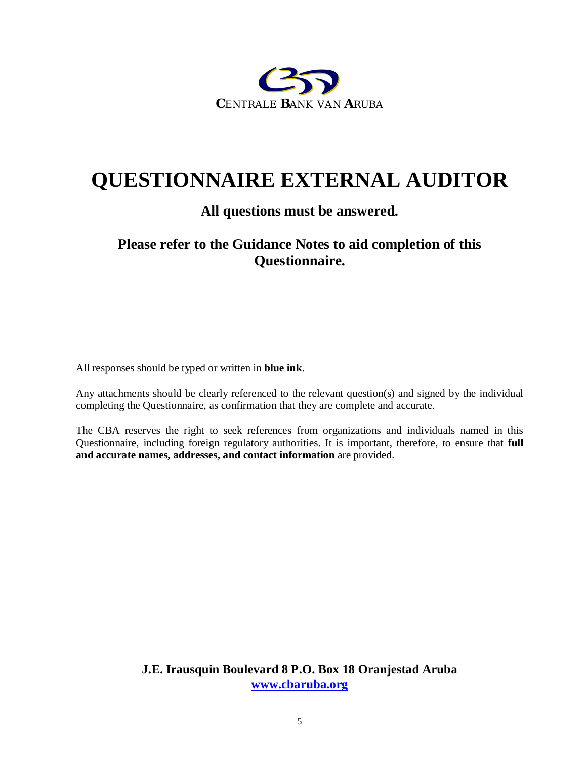**C**ENTRALE **B**ANK VAN **A**RUBA

# QUESTIONNAIRE EXTERNAL AUDITOR

## All questions must be answered.

## Please refer to the Guidance Notes to aid completion of this Questionnaire.

All responses should be typed or written in **blue ink**.

Any attachments should be clearly referenced to the relevant question(s) and signed by the individual completing the Questionnaire, as confirmation that they are complete and accurate.

The CBA reserves the right to seek references from organizations and individuals named in this Questionnaire, including foreign regulatory authorities. It is important, therefore, to ensure that **full and accurate names, addresses, and contact information** are provided.

**J.E. Irausquin Boulevard 8 P.O. Box 18 Oranjestad Aruba**
**www.cbaruba.org**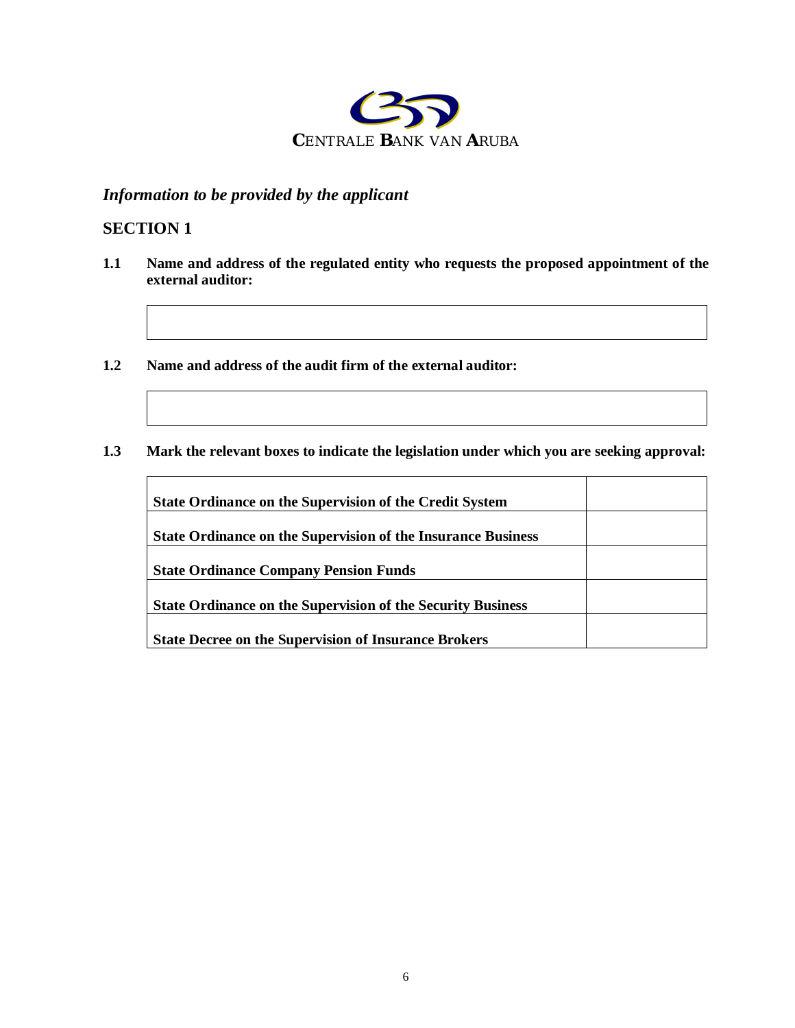CENTRALE BANK VAN ARUBA

*Information to be provided by the applicant*

## SECTION 1

**1.1 Name and address of the regulated entity who requests the proposed appointment of the external auditor:**

| |
|---|
| |

**1.2 Name and address of the audit firm of the external auditor:**

| |
|---|
| |

**1.3 Mark the relevant boxes to indicate the legislation under which you are seeking approval:**

| | |
|---|---|
| **State Ordinance on the Supervision of the Credit System** | |
| **State Ordinance on the Supervision of the Insurance Business** | |
| **State Ordinance Company Pension Funds** | |
| **State Ordinance on the Supervision of the Security Business** | |
| **State Decree on the Supervision of Insurance Brokers** | |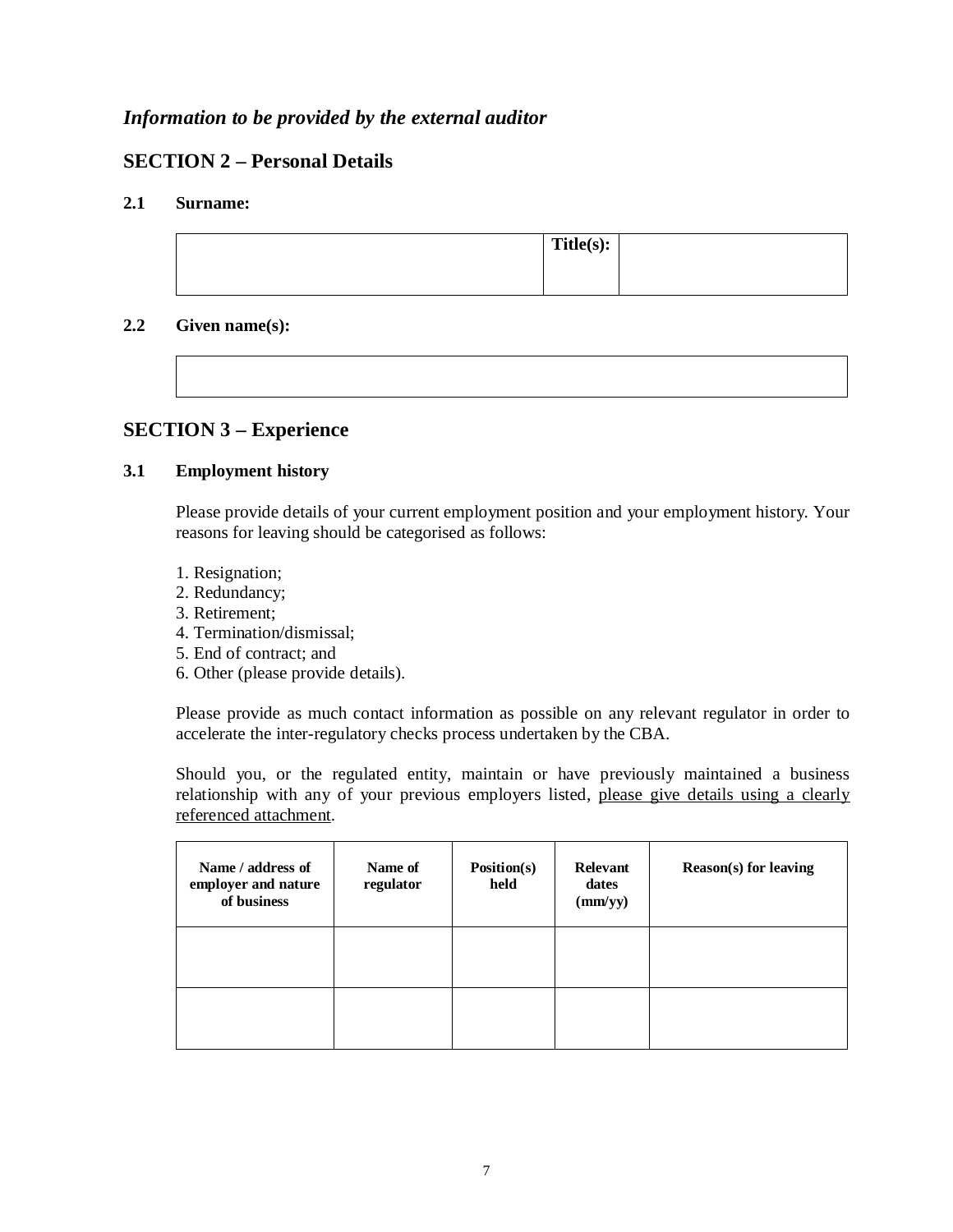*Information to be provided by the external auditor*

## SECTION 2 – Personal Details

**2.1 Surname:**

| | **Title(s):** | |
|---|---|---|
| | | |

**2.2 Given name(s):**

| |
|---|
| |

## SECTION 3 – Experience

**3.1 Employment history**

Please provide details of your current employment position and your employment history. Your reasons for leaving should be categorised as follows:

1. Resignation;
2. Redundancy;
3. Retirement;
4. Termination/dismissal;
5. End of contract; and
6. Other (please provide details).

Please provide as much contact information as possible on any relevant regulator in order to accelerate the inter-regulatory checks process undertaken by the CBA.

Should you, or the regulated entity, maintain or have previously maintained a business relationship with any of your previous employers listed, please give details using a clearly referenced attachment.

| **Name / address of employer and nature of business** | **Name of regulator** | **Position(s) held** | **Relevant dates (mm/yy)** | **Reason(s) for leaving** |
|---|---|---|---|---|
| | | | | |
| | | | | |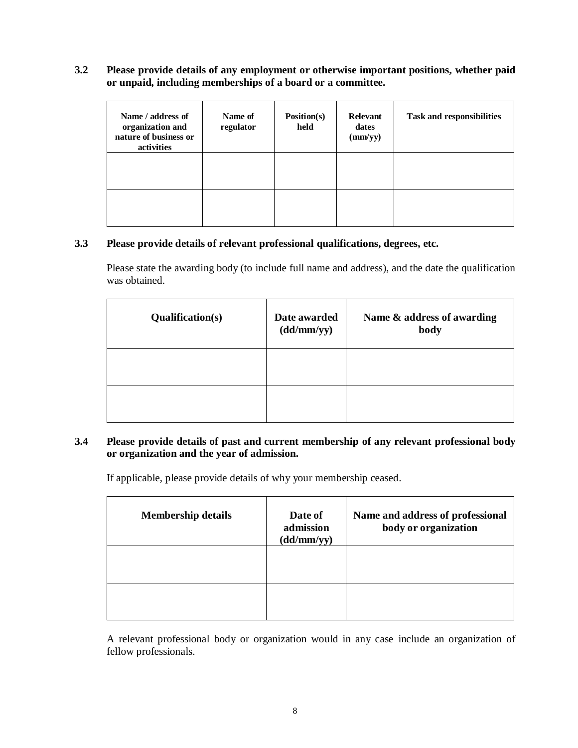**3.2 Please provide details of any employment or otherwise important positions, whether paid or unpaid, including memberships of a board or a committee.**

| Name / address of organization and nature of business or activities | Name of regulator | Position(s) held | Relevant dates (mm/yy) | Task and responsibilities |
|---|---|---|---|---|
| | | | | |
| | | | | |

**3.3 Please provide details of relevant professional qualifications, degrees, etc.**

Please state the awarding body (to include full name and address), and the date the qualification was obtained.

| Qualification(s) | Date awarded (dd/mm/yy) | Name & address of awarding body |
|---|---|---|
| | | |
| | | |

**3.4 Please provide details of past and current membership of any relevant professional body or organization and the year of admission.**

If applicable, please provide details of why your membership ceased.

| Membership details | Date of admission (dd/mm/yy) | Name and address of professional body or organization |
|---|---|---|
| | | |
| | | |

A relevant professional body or organization would in any case include an organization of fellow professionals.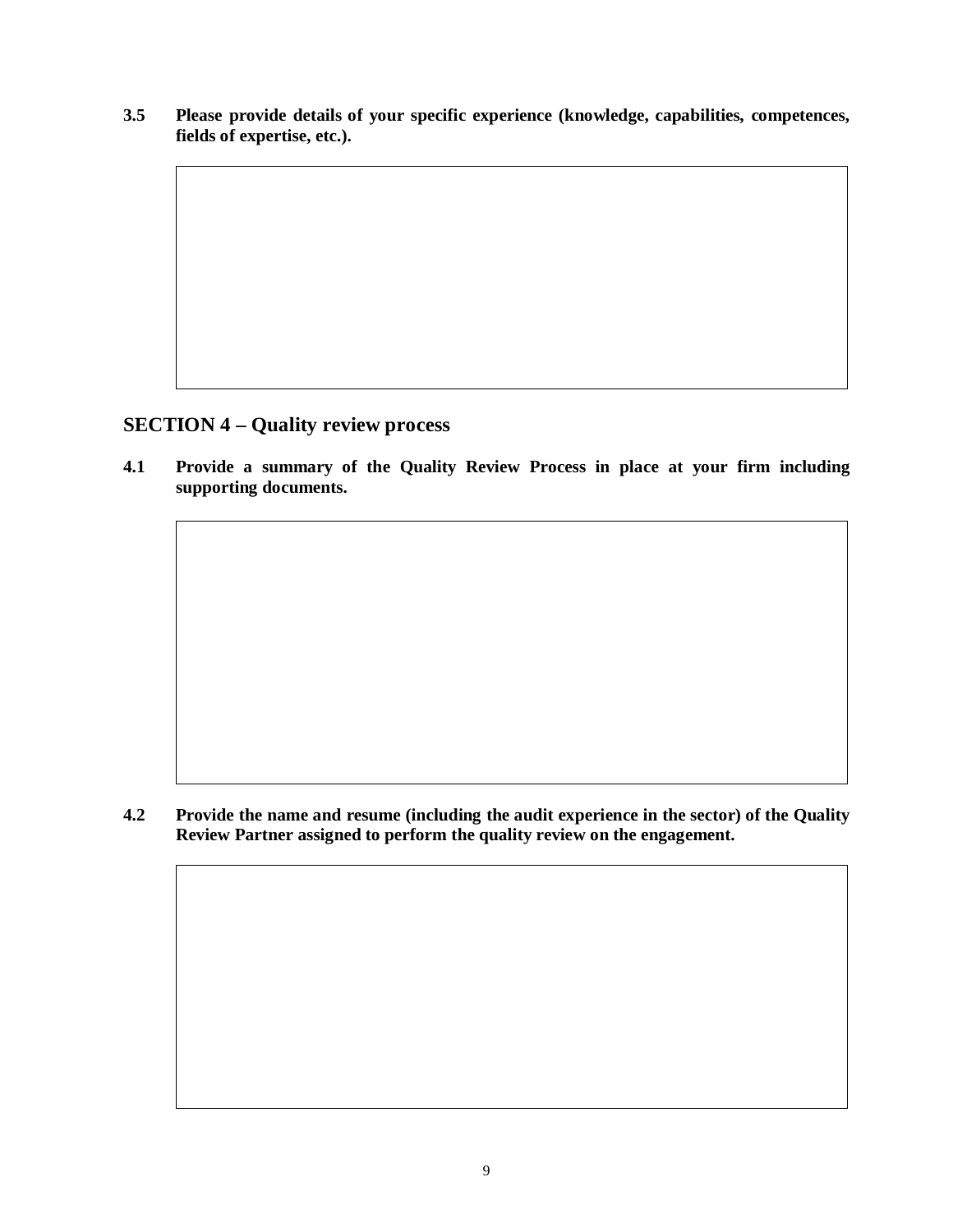**3.5 Please provide details of your specific experience (knowledge, capabilities, competences, fields of expertise, etc.).**

## SECTION 4 – Quality review process

**4.1 Provide a summary of the Quality Review Process in place at your firm including supporting documents.**

**4.2 Provide the name and resume (including the audit experience in the sector) of the Quality Review Partner assigned to perform the quality review on the engagement.**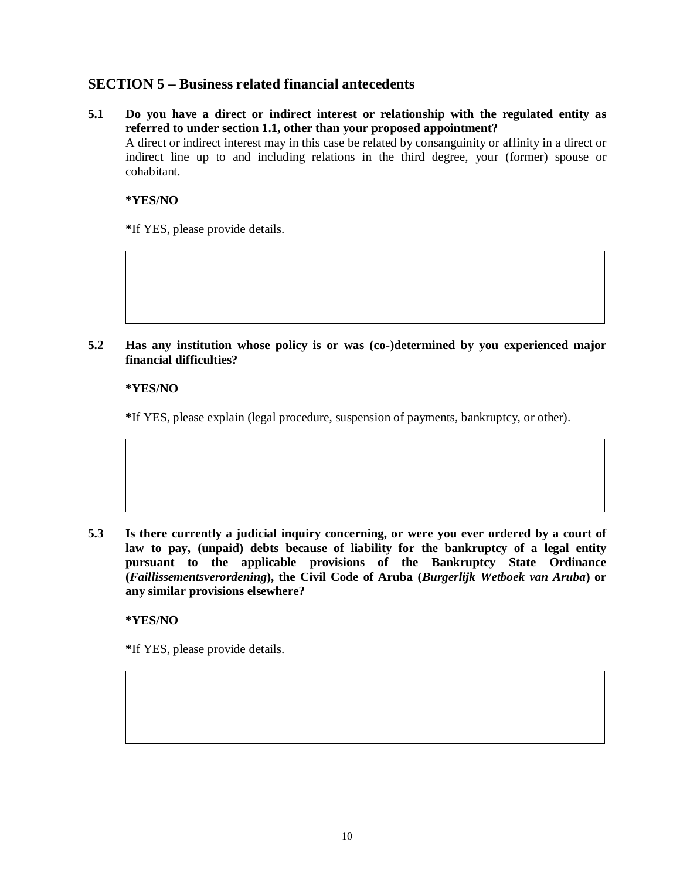## SECTION 5 – Business related financial antecedents

**5.1 Do you have a direct or indirect interest or relationship with the regulated entity as referred to under section 1.1, other than your proposed appointment?**

A direct or indirect interest may in this case be related by consanguinity or affinity in a direct or indirect line up to and including relations in the third degree, your (former) spouse or cohabitant.

**\*YES/NO**

**\***If YES, please provide details.

| |
|---|
| |

**5.2 Has any institution whose policy is or was (co-)determined by you experienced major financial difficulties?**

**\*YES/NO**

**\***If YES, please explain (legal procedure, suspension of payments, bankruptcy, or other).

| |
|---|
| |

**5.3 Is there currently a judicial inquiry concerning, or were you ever ordered by a court of law to pay, (unpaid) debts because of liability for the bankruptcy of a legal entity pursuant to the applicable provisions of the Bankruptcy State Ordinance (*Faillissementsverordening*), the Civil Code of Aruba (*Burgerlijk Wetboek van Aruba*) or any similar provisions elsewhere?**

**\*YES/NO**

**\***If YES, please provide details.

| |
|---|
| |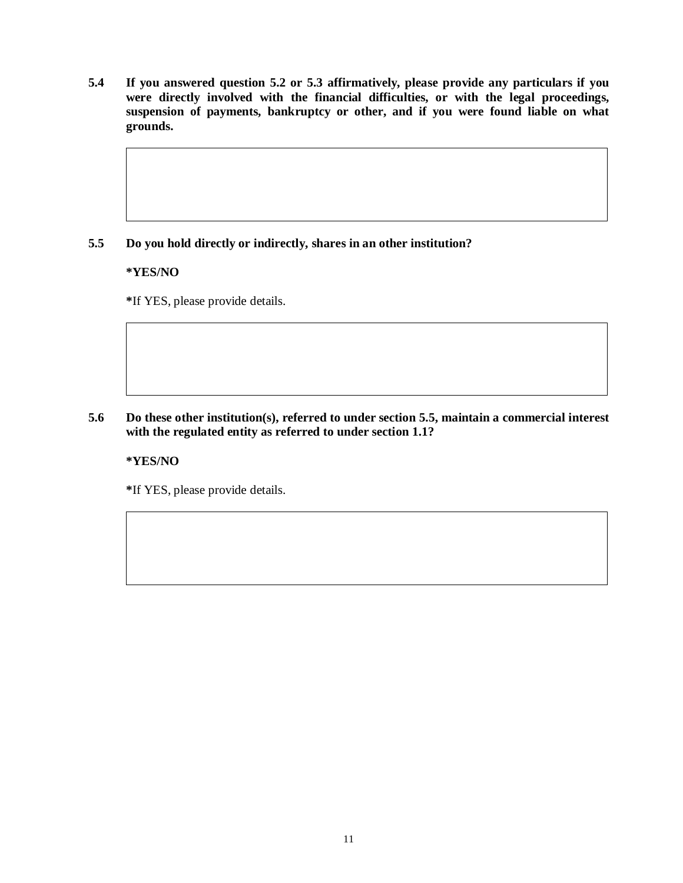**5.4 If you answered question 5.2 or 5.3 affirmatively, please provide any particulars if you were directly involved with the financial difficulties, or with the legal proceedings, suspension of payments, bankruptcy or other, and if you were found liable on what grounds.**

| |
|---|
| |

**5.5 Do you hold directly or indirectly, shares in an other institution?**

***YES/NO**

**\***If YES, please provide details.

| |
|---|
| |

**5.6 Do these other institution(s), referred to under section 5.5, maintain a commercial interest with the regulated entity as referred to under section 1.1?**

***YES/NO**

**\***If YES, please provide details.

| |
|---|
| |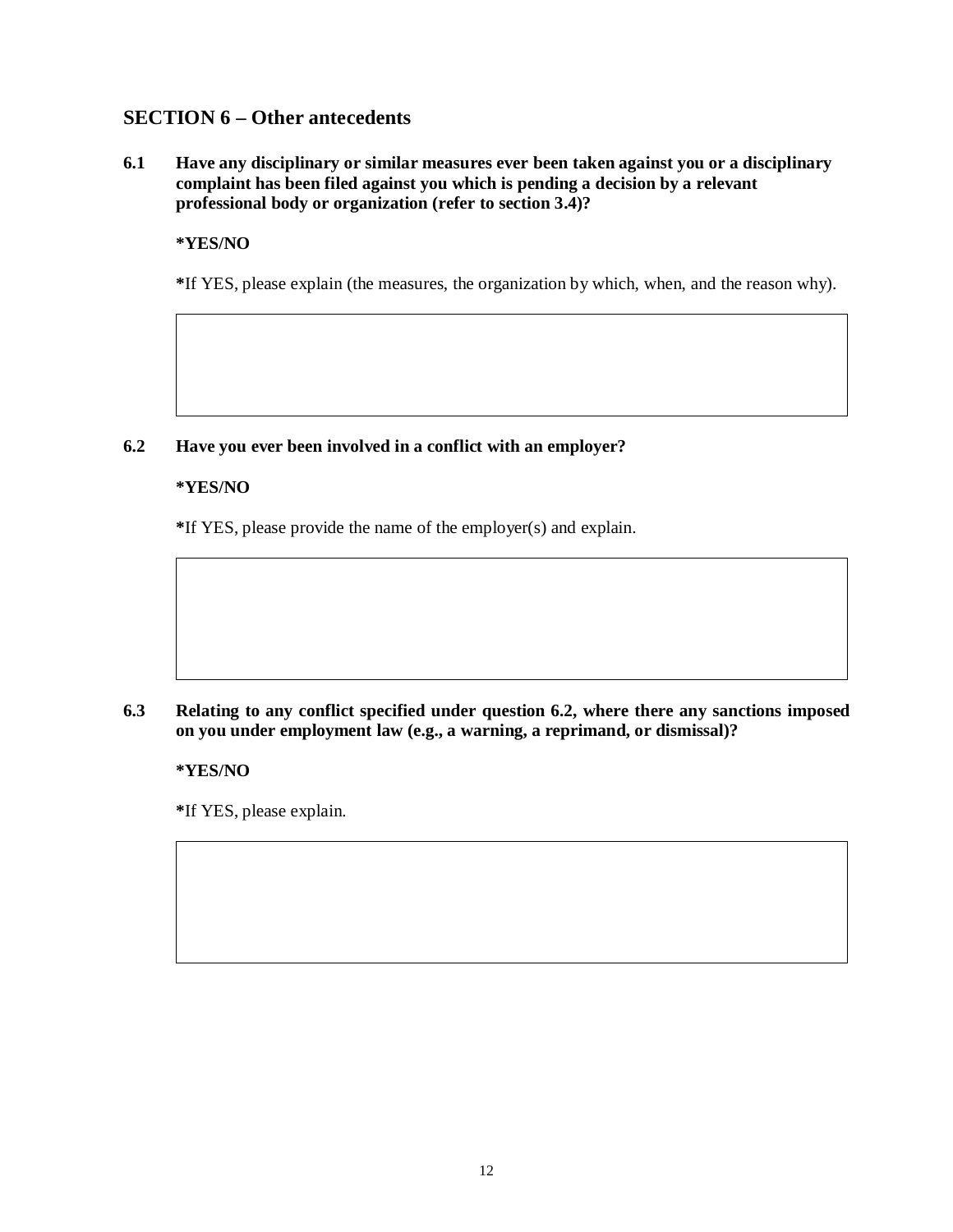## SECTION 6 – Other antecedents

**6.1 Have any disciplinary or similar measures ever been taken against you or a disciplinary complaint has been filed against you which is pending a decision by a relevant professional body or organization (refer to section 3.4)?**

***YES/NO**

**\***If YES, please explain (the measures, the organization by which, when, and the reason why).

**6.2 Have you ever been involved in a conflict with an employer?**

***YES/NO**

**\***If YES, please provide the name of the employer(s) and explain.

**6.3 Relating to any conflict specified under question 6.2, where there any sanctions imposed on you under employment law (e.g., a warning, a reprimand, or dismissal)?**

***YES/NO**

**\***If YES, please explain.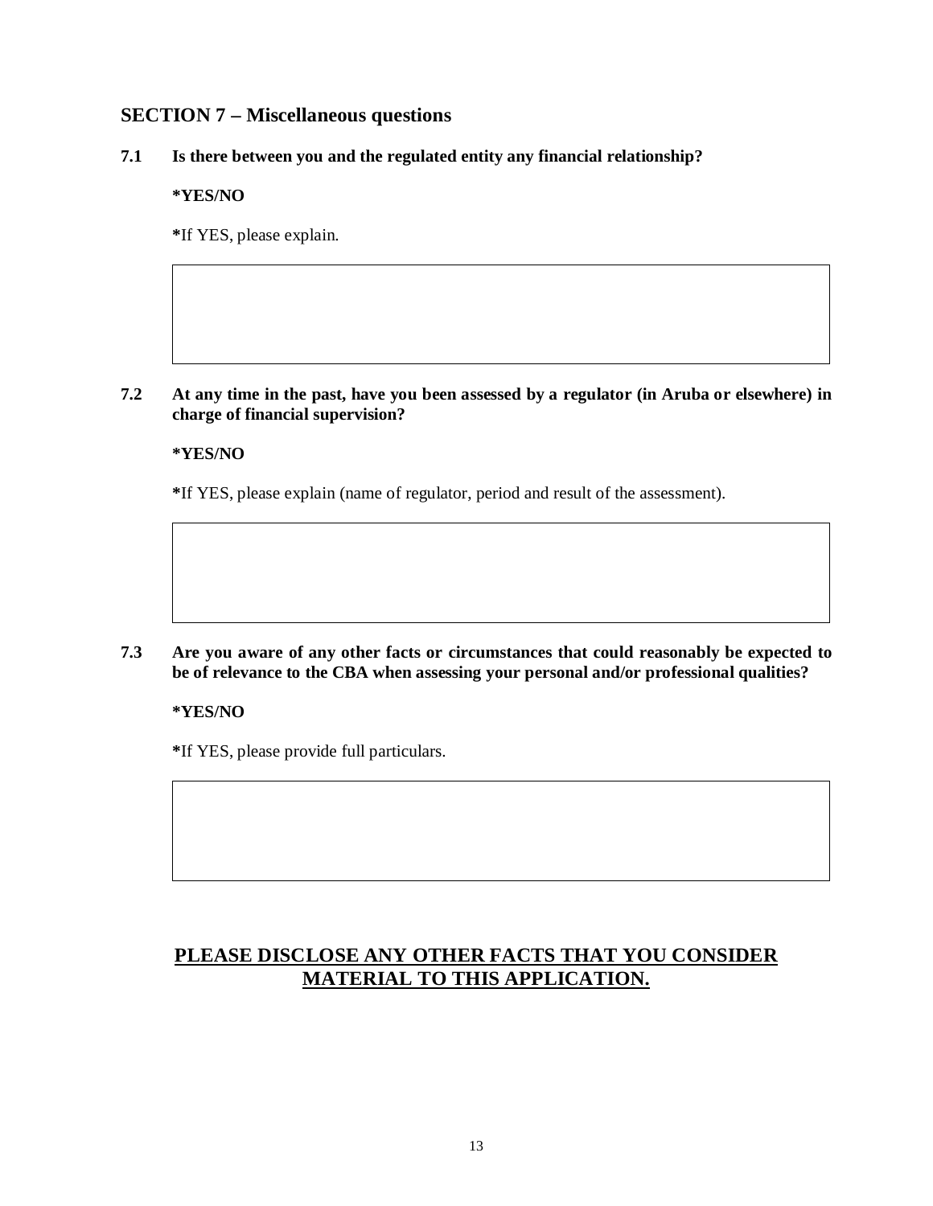## SECTION 7 – Miscellaneous questions

**7.1 Is there between you and the regulated entity any financial relationship?**

**\*YES/NO**

**\***If YES, please explain.

| |
|---|
| |

**7.2 At any time in the past, have you been assessed by a regulator (in Aruba or elsewhere) in charge of financial supervision?**

**\*YES/NO**

**\***If YES, please explain (name of regulator, period and result of the assessment).

| |
|---|
| |

**7.3 Are you aware of any other facts or circumstances that could reasonably be expected to be of relevance to the CBA when assessing your personal and/or professional qualities?**

**\*YES/NO**

**\***If YES, please provide full particulars.

| |
|---|
| |

**<u>PLEASE DISCLOSE ANY OTHER FACTS THAT YOU CONSIDER MATERIAL TO THIS APPLICATION.</u>**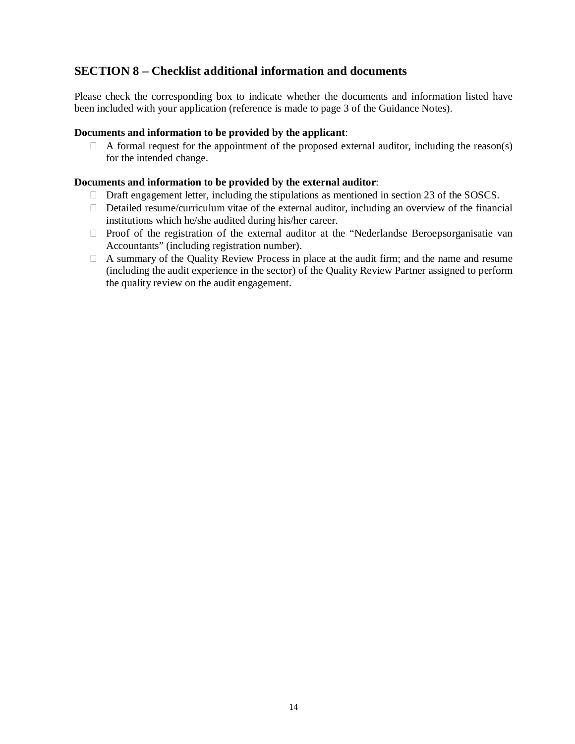## SECTION 8 – Checklist additional information and documents

Please check the corresponding box to indicate whether the documents and information listed have been included with your application (reference is made to page 3 of the Guidance Notes).

**Documents and information to be provided by the applicant**:

- ☐ A formal request for the appointment of the proposed external auditor, including the reason(s) for the intended change.

**Documents and information to be provided by the external auditor**:

- ☐ Draft engagement letter, including the stipulations as mentioned in section 23 of the SOSCS.
- ☐ Detailed resume/curriculum vitae of the external auditor, including an overview of the financial institutions which he/she audited during his/her career.
- ☐ Proof of the registration of the external auditor at the "Nederlandse Beroepsorganisatie van Accountants" (including registration number).
- ☐ A summary of the Quality Review Process in place at the audit firm; and the name and resume (including the audit experience in the sector) of the Quality Review Partner assigned to perform the quality review on the audit engagement.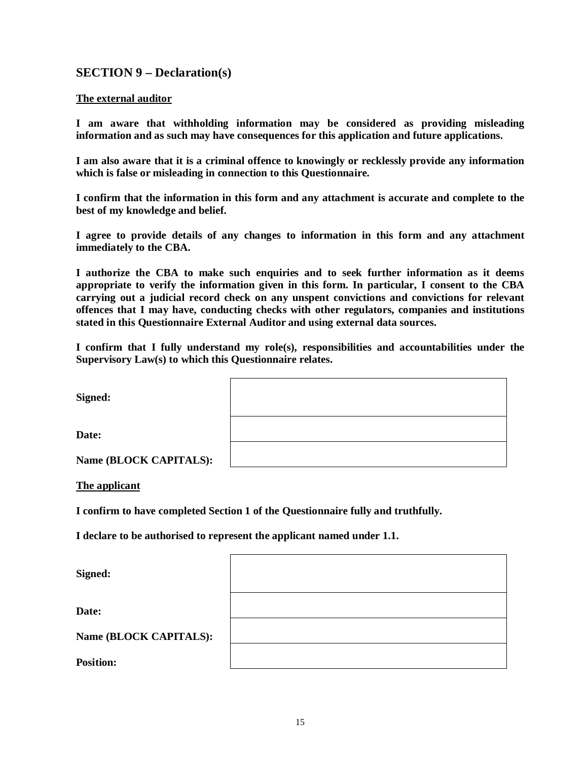## SECTION 9 – Declaration(s)

**<u>The external auditor</u>**

**I am aware that withholding information may be considered as providing misleading information and as such may have consequences for this application and future applications.**

**I am also aware that it is a criminal offence to knowingly or recklessly provide any information which is false or misleading in connection to this Questionnaire.**

**I confirm that the information in this form and any attachment is accurate and complete to the best of my knowledge and belief.**

**I agree to provide details of any changes to information in this form and any attachment immediately to the CBA.**

**I authorize the CBA to make such enquiries and to seek further information as it deems appropriate to verify the information given in this form. In particular, I consent to the CBA carrying out a judicial record check on any unspent convictions and convictions for relevant offences that I may have, conducting checks with other regulators, companies and institutions stated in this Questionnaire External Auditor and using external data sources.**

**I confirm that I fully understand my role(s), responsibilities and accountabilities under the Supervisory Law(s) to which this Questionnaire relates.**

| | |
|---|---|
| **Signed:** | |
| **Date:** | |
| **Name (BLOCK CAPITALS):** | |

**<u>The applicant</u>**

**I confirm to have completed Section 1 of the Questionnaire fully and truthfully.**

**I declare to be authorised to represent the applicant named under 1.1.**

| | |
|---|---|
| **Signed:** | |
| **Date:** | |
| **Name (BLOCK CAPITALS):** | |
| **Position:** | |